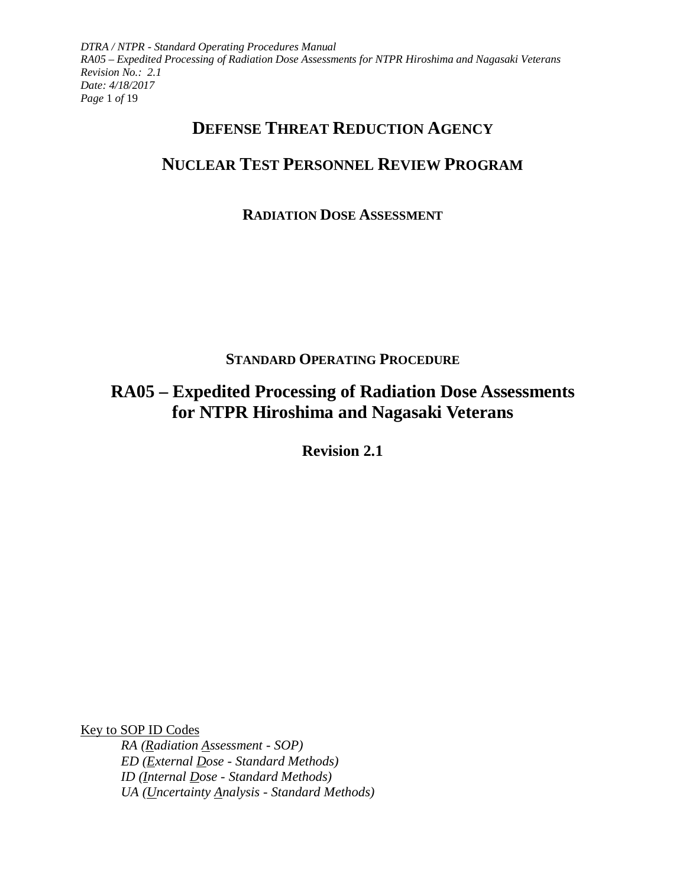# DEFENSE THREAT REDUCTION AGENCY

# NUCLEAR TEST PERSONNEL REVIEW PROGRAM

## RADIATION DOSE ASSESSMENT

## STANDARD OPERATING PROCEDURE

# RA05 – Expedited Processing of Radiation Dose Assessments for NTPR Hiroshima and Nagasaki Veterans

**Revision 2.1**

Key to SOP ID Codes

*RA (Radiation Assessment - SOP)*
*ED (External Dose - Standard Methods)*
*ID (Internal Dose - Standard Methods)*
*UA (Uncertainty Analysis - Standard Methods)*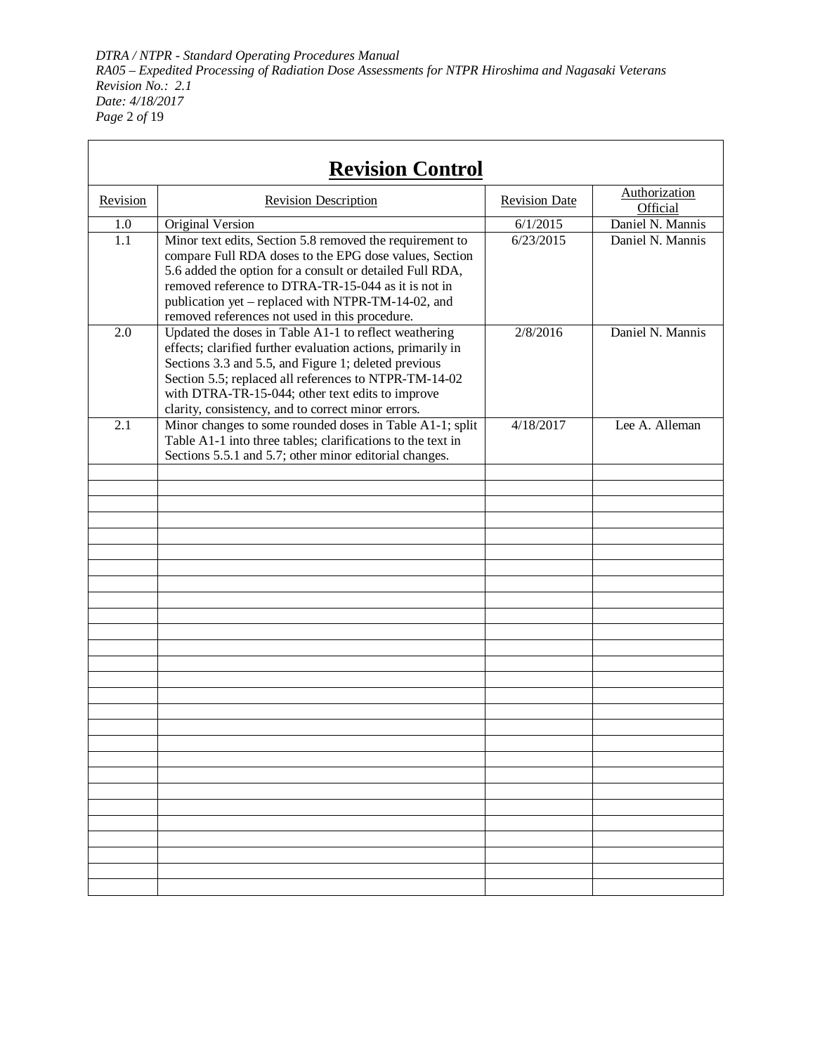## Revision Control

| Revision | Revision Description | Revision Date | Authorization Official |
|---|---|---|---|
| 1.0 | Original Version | 6/1/2015 | Daniel N. Mannis |
| 1.1 | Minor text edits, Section 5.8 removed the requirement to compare Full RDA doses to the EPG dose values, Section 5.6 added the option for a consult or detailed Full RDA, removed reference to DTRA-TR-15-044 as it is not in publication yet – replaced with NTPR-TM-14-02, and removed references not used in this procedure. | 6/23/2015 | Daniel N. Mannis |
| 2.0 | Updated the doses in Table A1-1 to reflect weathering effects; clarified further evaluation actions, primarily in Sections 3.3 and 5.5, and Figure 1; deleted previous Section 5.5; replaced all references to NTPR-TM-14-02 with DTRA-TR-15-044; other text edits to improve clarity, consistency, and to correct minor errors. | 2/8/2016 | Daniel N. Mannis |
| 2.1 | Minor changes to some rounded doses in Table A1-1; split Table A1-1 into three tables; clarifications to the text in Sections 5.5.1 and 5.7; other minor editorial changes. | 4/18/2017 | Lee A. Alleman |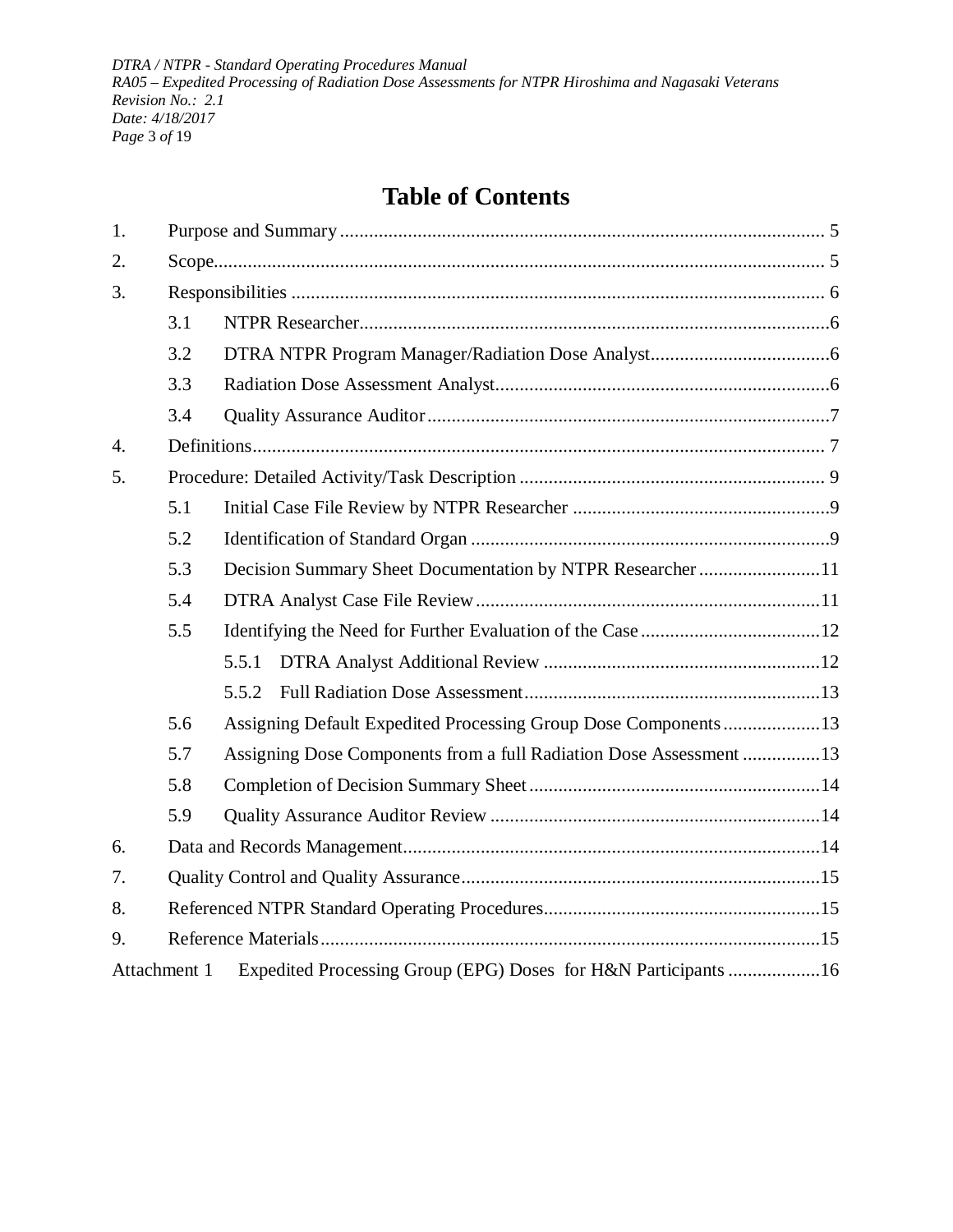# Table of Contents

1. Purpose and Summary ..... 5
2. Scope ..... 5
3. Responsibilities ..... 6
   - 3.1 NTPR Researcher ..... 6
   - 3.2 DTRA NTPR Program Manager/Radiation Dose Analyst ..... 6
   - 3.3 Radiation Dose Assessment Analyst ..... 6
   - 3.4 Quality Assurance Auditor ..... 7
4. Definitions ..... 7
5. Procedure: Detailed Activity/Task Description ..... 9
   - 5.1 Initial Case File Review by NTPR Researcher ..... 9
   - 5.2 Identification of Standard Organ ..... 9
   - 5.3 Decision Summary Sheet Documentation by NTPR Researcher ..... 11
   - 5.4 DTRA Analyst Case File Review ..... 11
   - 5.5 Identifying the Need for Further Evaluation of the Case ..... 12
     - 5.5.1 DTRA Analyst Additional Review ..... 12
     - 5.5.2 Full Radiation Dose Assessment ..... 13
   - 5.6 Assigning Default Expedited Processing Group Dose Components ..... 13
   - 5.7 Assigning Dose Components from a full Radiation Dose Assessment ..... 13
   - 5.8 Completion of Decision Summary Sheet ..... 14
   - 5.9 Quality Assurance Auditor Review ..... 14
6. Data and Records Management ..... 14
7. Quality Control and Quality Assurance ..... 15
8. Referenced NTPR Standard Operating Procedures ..... 15
9. Reference Materials ..... 15

Attachment 1 Expedited Processing Group (EPG) Doses for H&N Participants ..... 16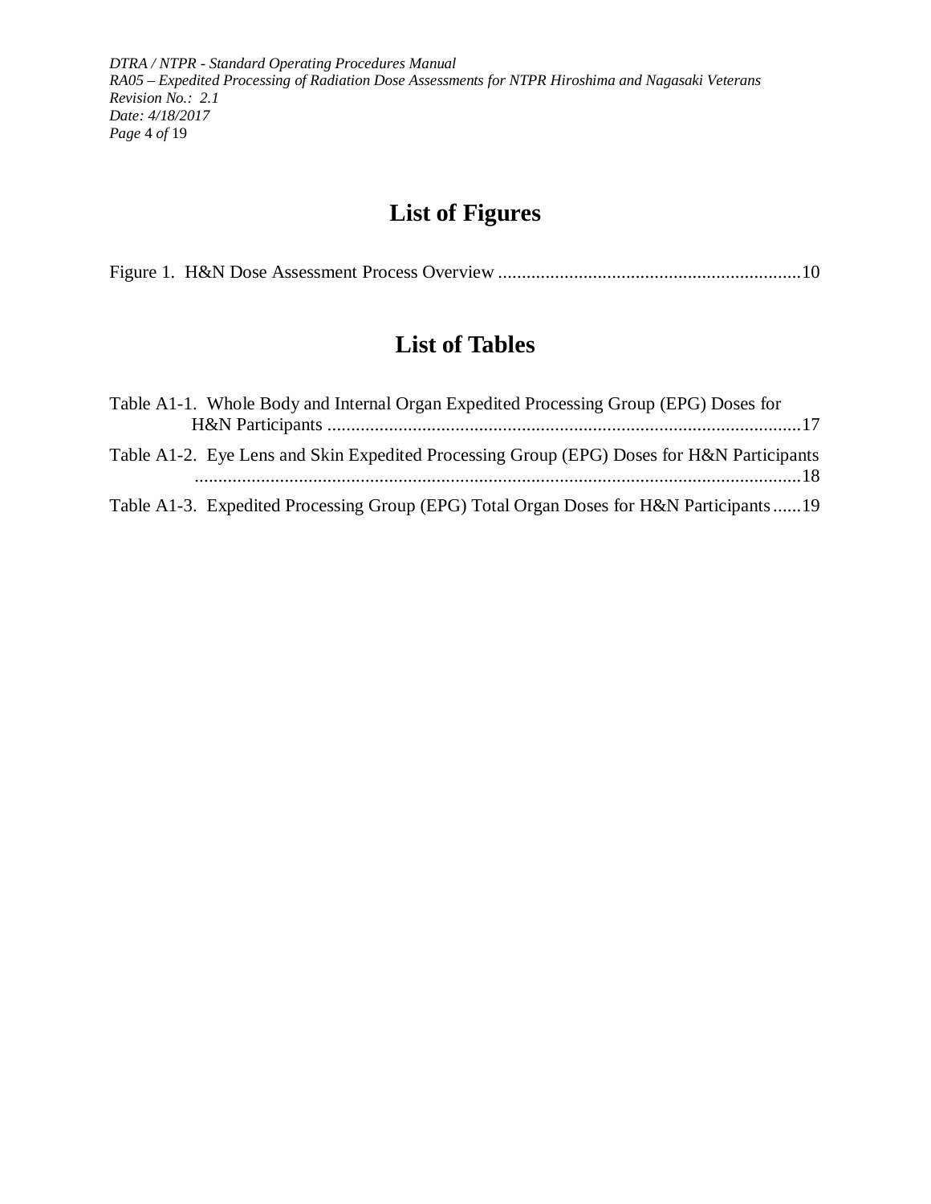# List of Figures

Figure 1. H&N Dose Assessment Process Overview ............................................................... 10

# List of Tables

Table A1-1. Whole Body and Internal Organ Expedited Processing Group (EPG) Doses for H&N Participants ................................................................................................... 17

Table A1-2. Eye Lens and Skin Expedited Processing Group (EPG) Doses for H&N Participants ............................................................................................................... 18

Table A1-3. Expedited Processing Group (EPG) Total Organ Doses for H&N Participants ...... 19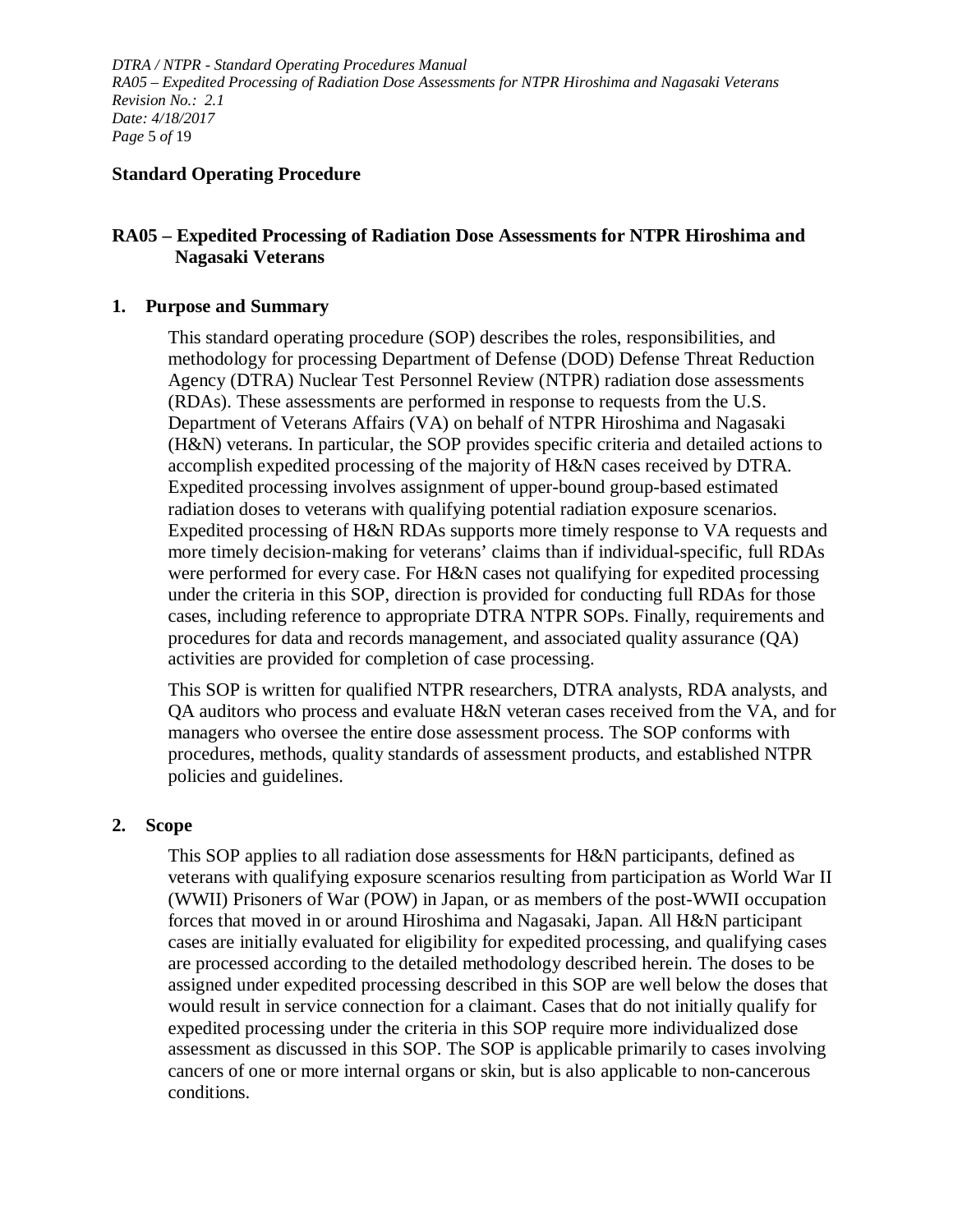## Standard Operating Procedure

## RA05 – Expedited Processing of Radiation Dose Assessments for NTPR Hiroshima and Nagasaki Veterans

### 1. Purpose and Summary

This standard operating procedure (SOP) describes the roles, responsibilities, and methodology for processing Department of Defense (DOD) Defense Threat Reduction Agency (DTRA) Nuclear Test Personnel Review (NTPR) radiation dose assessments (RDAs). These assessments are performed in response to requests from the U.S. Department of Veterans Affairs (VA) on behalf of NTPR Hiroshima and Nagasaki (H&N) veterans. In particular, the SOP provides specific criteria and detailed actions to accomplish expedited processing of the majority of H&N cases received by DTRA. Expedited processing involves assignment of upper-bound group-based estimated radiation doses to veterans with qualifying potential radiation exposure scenarios. Expedited processing of H&N RDAs supports more timely response to VA requests and more timely decision-making for veterans' claims than if individual-specific, full RDAs were performed for every case. For H&N cases not qualifying for expedited processing under the criteria in this SOP, direction is provided for conducting full RDAs for those cases, including reference to appropriate DTRA NTPR SOPs. Finally, requirements and procedures for data and records management, and associated quality assurance (QA) activities are provided for completion of case processing.

This SOP is written for qualified NTPR researchers, DTRA analysts, RDA analysts, and QA auditors who process and evaluate H&N veteran cases received from the VA, and for managers who oversee the entire dose assessment process. The SOP conforms with procedures, methods, quality standards of assessment products, and established NTPR policies and guidelines.

### 2. Scope

This SOP applies to all radiation dose assessments for H&N participants, defined as veterans with qualifying exposure scenarios resulting from participation as World War II (WWII) Prisoners of War (POW) in Japan, or as members of the post-WWII occupation forces that moved in or around Hiroshima and Nagasaki, Japan. All H&N participant cases are initially evaluated for eligibility for expedited processing, and qualifying cases are processed according to the detailed methodology described herein. The doses to be assigned under expedited processing described in this SOP are well below the doses that would result in service connection for a claimant. Cases that do not initially qualify for expedited processing under the criteria in this SOP require more individualized dose assessment as discussed in this SOP. The SOP is applicable primarily to cases involving cancers of one or more internal organs or skin, but is also applicable to non-cancerous conditions.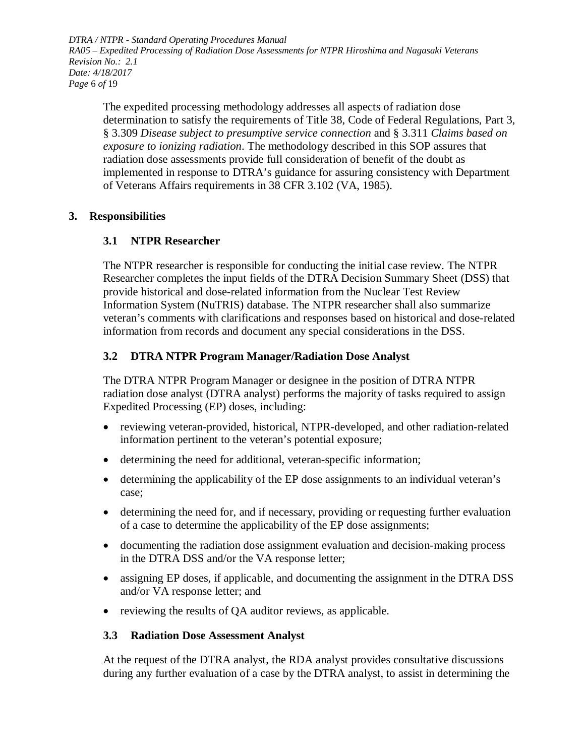The expedited processing methodology addresses all aspects of radiation dose determination to satisfy the requirements of Title 38, Code of Federal Regulations, Part 3, § 3.309 *Disease subject to presumptive service connection* and § 3.311 *Claims based on exposure to ionizing radiation*. The methodology described in this SOP assures that radiation dose assessments provide full consideration of benefit of the doubt as implemented in response to DTRA's guidance for assuring consistency with Department of Veterans Affairs requirements in 38 CFR 3.102 (VA, 1985).

## 3. Responsibilities

### 3.1 NTPR Researcher

The NTPR researcher is responsible for conducting the initial case review. The NTPR Researcher completes the input fields of the DTRA Decision Summary Sheet (DSS) that provide historical and dose-related information from the Nuclear Test Review Information System (NuTRIS) database. The NTPR researcher shall also summarize veteran's comments with clarifications and responses based on historical and dose-related information from records and document any special considerations in the DSS.

### 3.2 DTRA NTPR Program Manager/Radiation Dose Analyst

The DTRA NTPR Program Manager or designee in the position of DTRA NTPR radiation dose analyst (DTRA analyst) performs the majority of tasks required to assign Expedited Processing (EP) doses, including:

- reviewing veteran-provided, historical, NTPR-developed, and other radiation-related information pertinent to the veteran's potential exposure;
- determining the need for additional, veteran-specific information;
- determining the applicability of the EP dose assignments to an individual veteran's case;
- determining the need for, and if necessary, providing or requesting further evaluation of a case to determine the applicability of the EP dose assignments;
- documenting the radiation dose assignment evaluation and decision-making process in the DTRA DSS and/or the VA response letter;
- assigning EP doses, if applicable, and documenting the assignment in the DTRA DSS and/or VA response letter; and
- reviewing the results of QA auditor reviews, as applicable.

### 3.3 Radiation Dose Assessment Analyst

At the request of the DTRA analyst, the RDA analyst provides consultative discussions during any further evaluation of a case by the DTRA analyst, to assist in determining the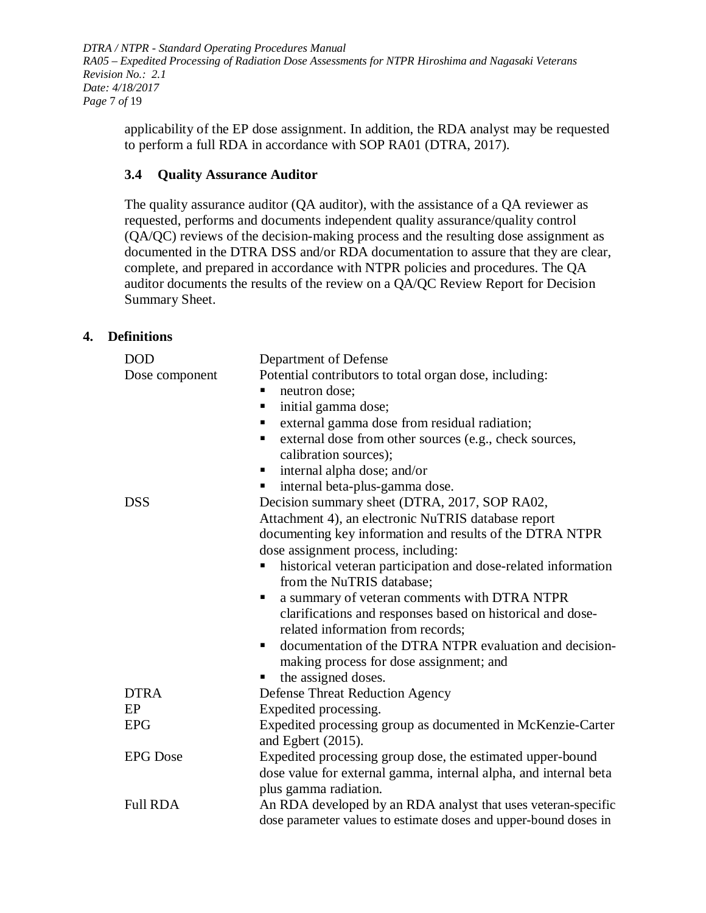applicability of the EP dose assignment. In addition, the RDA analyst may be requested to perform a full RDA in accordance with SOP RA01 (DTRA, 2017).

### 3.4 Quality Assurance Auditor

The quality assurance auditor (QA auditor), with the assistance of a QA reviewer as requested, performs and documents independent quality assurance/quality control (QA/QC) reviews of the decision-making process and the resulting dose assignment as documented in the DTRA DSS and/or RDA documentation to assure that they are clear, complete, and prepared in accordance with NTPR policies and procedures. The QA auditor documents the results of the review on a QA/QC Review Report for Decision Summary Sheet.

## 4. Definitions

| | |
|---|---|
| DOD | Department of Defense |
| Dose component | Potential contributors to total organ dose, including:<br>▪ neutron dose;<br>▪ initial gamma dose;<br>▪ external gamma dose from residual radiation;<br>▪ external dose from other sources (e.g., check sources, calibration sources);<br>▪ internal alpha dose; and/or<br>▪ internal beta-plus-gamma dose. |
| DSS | Decision summary sheet (DTRA, 2017, SOP RA02, Attachment 4), an electronic NuTRIS database report documenting key information and results of the DTRA NTPR dose assignment process, including:<br>▪ historical veteran participation and dose-related information from the NuTRIS database;<br>▪ a summary of veteran comments with DTRA NTPR clarifications and responses based on historical and dose-related information from records;<br>▪ documentation of the DTRA NTPR evaluation and decision-making process for dose assignment; and<br>▪ the assigned doses. |
| DTRA | Defense Threat Reduction Agency |
| EP | Expedited processing. |
| EPG | Expedited processing group as documented in McKenzie-Carter and Egbert (2015). |
| EPG Dose | Expedited processing group dose, the estimated upper-bound dose value for external gamma, internal alpha, and internal beta plus gamma radiation. |
| Full RDA | An RDA developed by an RDA analyst that uses veteran-specific dose parameter values to estimate doses and upper-bound doses in |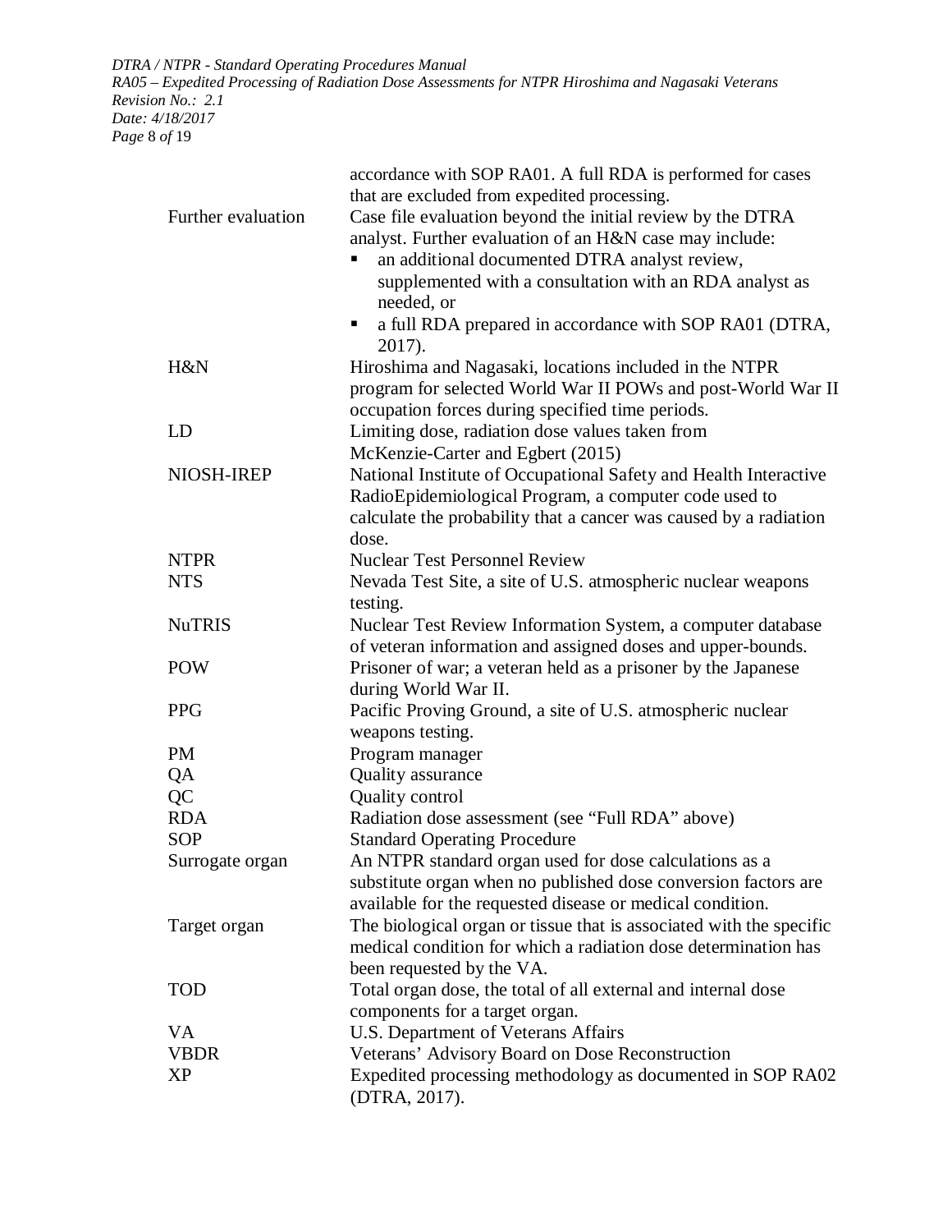| | |
|---|---|
| | accordance with SOP RA01. A full RDA is performed for cases that are excluded from expedited processing. |
| Further evaluation | Case file evaluation beyond the initial review by the DTRA analyst. Further evaluation of an H&N case may include: ▪ an additional documented DTRA analyst review, supplemented with a consultation with an RDA analyst as needed, or ▪ a full RDA prepared in accordance with SOP RA01 (DTRA, 2017). |
| H&N | Hiroshima and Nagasaki, locations included in the NTPR program for selected World War II POWs and post-World War II occupation forces during specified time periods. |
| LD | Limiting dose, radiation dose values taken from McKenzie-Carter and Egbert (2015) |
| NIOSH-IREP | National Institute of Occupational Safety and Health Interactive RadioEpidemiological Program, a computer code used to calculate the probability that a cancer was caused by a radiation dose. |
| NTPR | Nuclear Test Personnel Review |
| NTS | Nevada Test Site, a site of U.S. atmospheric nuclear weapons testing. |
| NuTRIS | Nuclear Test Review Information System, a computer database of veteran information and assigned doses and upper-bounds. |
| POW | Prisoner of war; a veteran held as a prisoner by the Japanese during World War II. |
| PPG | Pacific Proving Ground, a site of U.S. atmospheric nuclear weapons testing. |
| PM | Program manager |
| QA | Quality assurance |
| QC | Quality control |
| RDA | Radiation dose assessment (see "Full RDA" above) |
| SOP | Standard Operating Procedure |
| Surrogate organ | An NTPR standard organ used for dose calculations as a substitute organ when no published dose conversion factors are available for the requested disease or medical condition. |
| Target organ | The biological organ or tissue that is associated with the specific medical condition for which a radiation dose determination has been requested by the VA. |
| TOD | Total organ dose, the total of all external and internal dose components for a target organ. |
| VA | U.S. Department of Veterans Affairs |
| VBDR | Veterans' Advisory Board on Dose Reconstruction |
| XP | Expedited processing methodology as documented in SOP RA02 (DTRA, 2017). |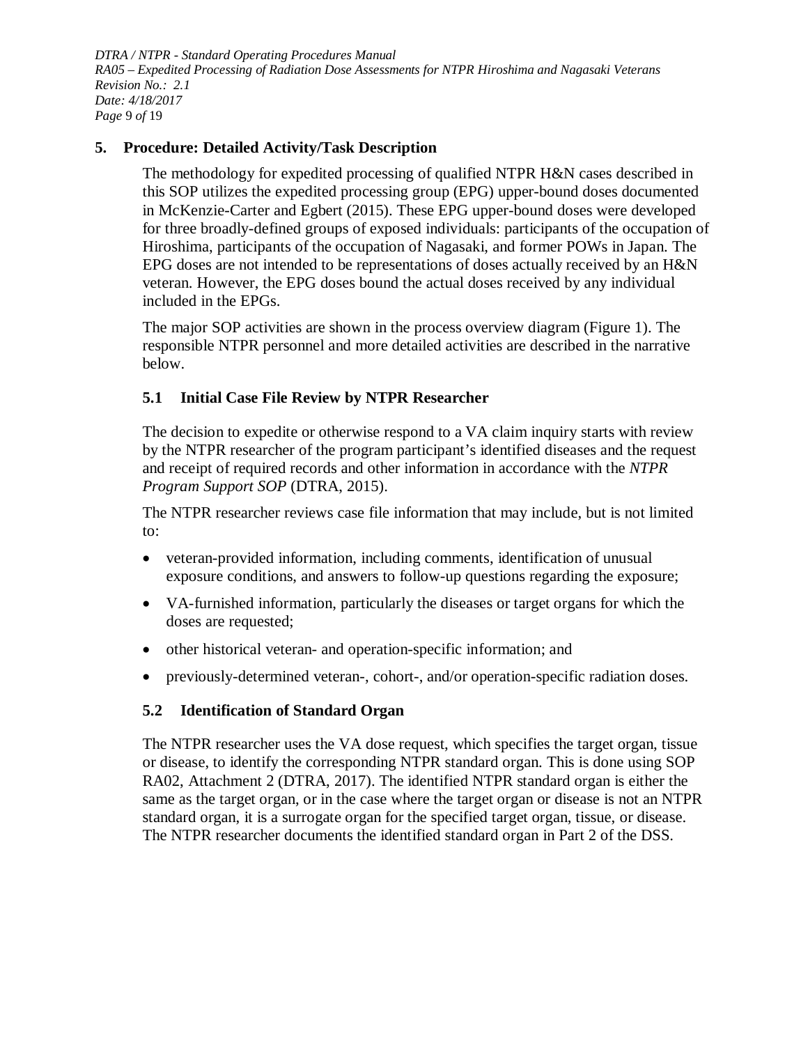## 5. Procedure: Detailed Activity/Task Description

The methodology for expedited processing of qualified NTPR H&N cases described in this SOP utilizes the expedited processing group (EPG) upper-bound doses documented in McKenzie-Carter and Egbert (2015). These EPG upper-bound doses were developed for three broadly-defined groups of exposed individuals: participants of the occupation of Hiroshima, participants of the occupation of Nagasaki, and former POWs in Japan. The EPG doses are not intended to be representations of doses actually received by an H&N veteran. However, the EPG doses bound the actual doses received by any individual included in the EPGs.

The major SOP activities are shown in the process overview diagram (Figure 1). The responsible NTPR personnel and more detailed activities are described in the narrative below.

### 5.1 Initial Case File Review by NTPR Researcher

The decision to expedite or otherwise respond to a VA claim inquiry starts with review by the NTPR researcher of the program participant's identified diseases and the request and receipt of required records and other information in accordance with the *NTPR Program Support SOP* (DTRA, 2015).

The NTPR researcher reviews case file information that may include, but is not limited to:

- veteran-provided information, including comments, identification of unusual exposure conditions, and answers to follow-up questions regarding the exposure;
- VA-furnished information, particularly the diseases or target organs for which the doses are requested;
- other historical veteran- and operation-specific information; and
- previously-determined veteran-, cohort-, and/or operation-specific radiation doses.

### 5.2 Identification of Standard Organ

The NTPR researcher uses the VA dose request, which specifies the target organ, tissue or disease, to identify the corresponding NTPR standard organ. This is done using SOP RA02, Attachment 2 (DTRA, 2017). The identified NTPR standard organ is either the same as the target organ, or in the case where the target organ or disease is not an NTPR standard organ, it is a surrogate organ for the specified target organ, tissue, or disease. The NTPR researcher documents the identified standard organ in Part 2 of the DSS.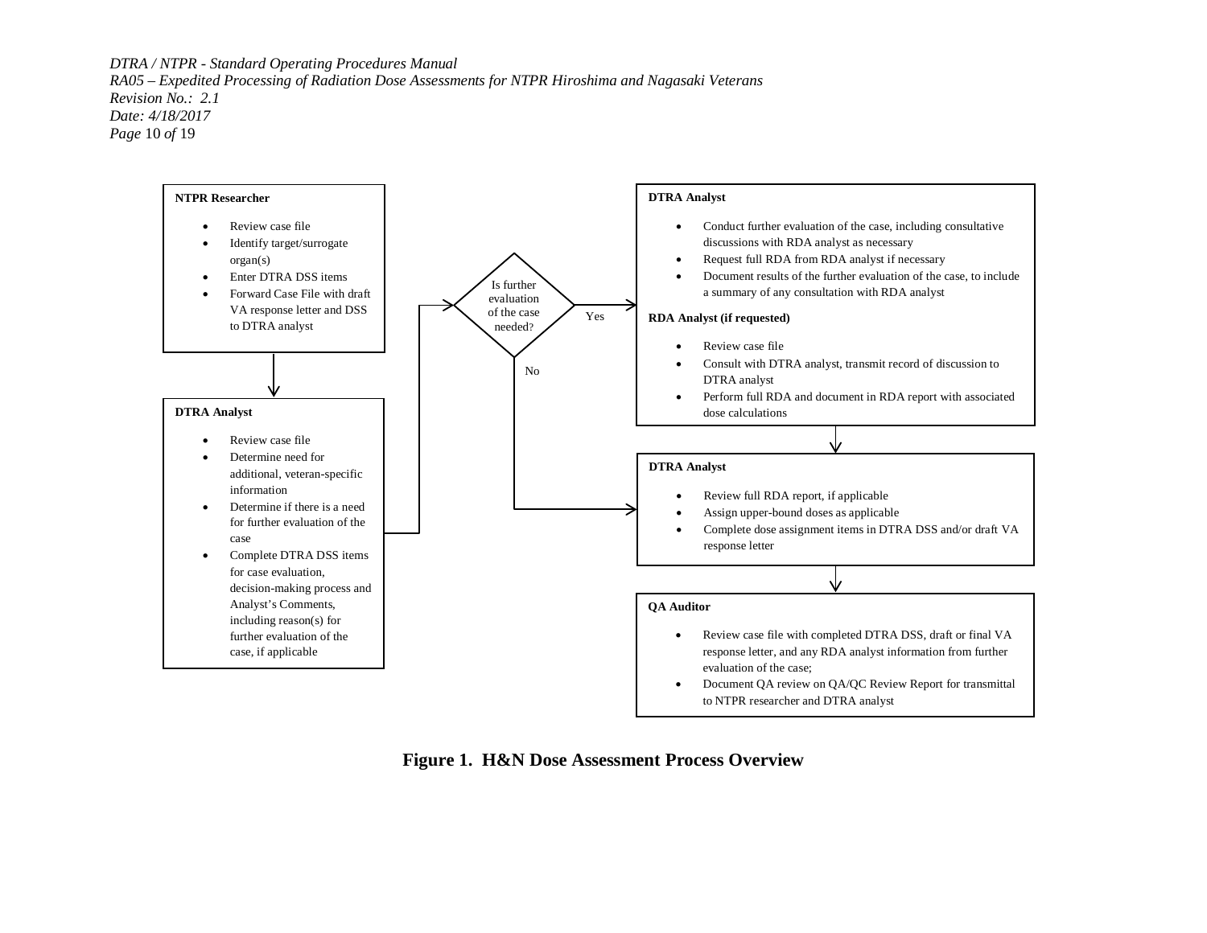**NTPR Researcher**

- Review case file
- Identify target/surrogate organ(s)
- Enter DTRA DSS items
- Forward Case File with draft VA response letter and DSS to DTRA analyst

**DTRA Analyst**

- Review case file
- Determine need for additional, veteran-specific information
- Determine if there is a need for further evaluation of the case
- Complete DTRA DSS items for case evaluation, decision-making process and Analyst's Comments, including reason(s) for further evaluation of the case, if applicable

Is further evaluation of the case needed?

Yes

No

**DTRA Analyst**

- Conduct further evaluation of the case, including consultative discussions with RDA analyst as necessary
- Request full RDA from RDA analyst if necessary
- Document results of the further evaluation of the case, to include a summary of any consultation with RDA analyst

**RDA Analyst (if requested)**

- Review case file
- Consult with DTRA analyst, transmit record of discussion to DTRA analyst
- Perform full RDA and document in RDA report with associated dose calculations

**DTRA Analyst**

- Review full RDA report, if applicable
- Assign upper-bound doses as applicable
- Complete dose assignment items in DTRA DSS and/or draft VA response letter

**QA Auditor**

- Review case file with completed DTRA DSS, draft or final VA response letter, and any RDA analyst information from further evaluation of the case;
- Document QA review on QA/QC Review Report for transmittal to NTPR researcher and DTRA analyst

**Figure 1. H&N Dose Assessment Process Overview**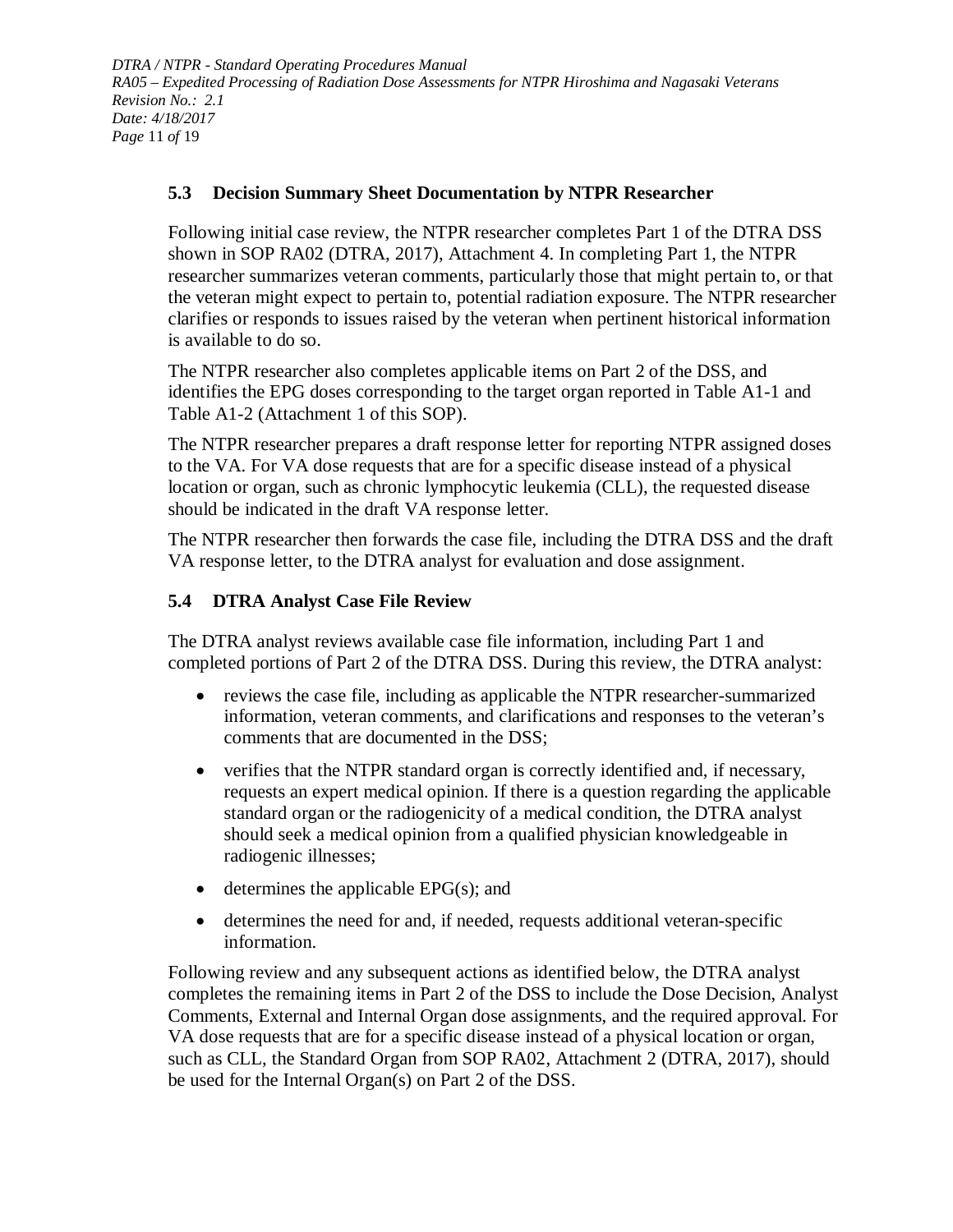### 5.3 Decision Summary Sheet Documentation by NTPR Researcher

Following initial case review, the NTPR researcher completes Part 1 of the DTRA DSS shown in SOP RA02 (DTRA, 2017), Attachment 4. In completing Part 1, the NTPR researcher summarizes veteran comments, particularly those that might pertain to, or that the veteran might expect to pertain to, potential radiation exposure. The NTPR researcher clarifies or responds to issues raised by the veteran when pertinent historical information is available to do so.

The NTPR researcher also completes applicable items on Part 2 of the DSS, and identifies the EPG doses corresponding to the target organ reported in Table A1-1 and Table A1-2 (Attachment 1 of this SOP).

The NTPR researcher prepares a draft response letter for reporting NTPR assigned doses to the VA. For VA dose requests that are for a specific disease instead of a physical location or organ, such as chronic lymphocytic leukemia (CLL), the requested disease should be indicated in the draft VA response letter.

The NTPR researcher then forwards the case file, including the DTRA DSS and the draft VA response letter, to the DTRA analyst for evaluation and dose assignment.

### 5.4 DTRA Analyst Case File Review

The DTRA analyst reviews available case file information, including Part 1 and completed portions of Part 2 of the DTRA DSS. During this review, the DTRA analyst:

- reviews the case file, including as applicable the NTPR researcher-summarized information, veteran comments, and clarifications and responses to the veteran's comments that are documented in the DSS;
- verifies that the NTPR standard organ is correctly identified and, if necessary, requests an expert medical opinion. If there is a question regarding the applicable standard organ or the radiogenicity of a medical condition, the DTRA analyst should seek a medical opinion from a qualified physician knowledgeable in radiogenic illnesses;
- determines the applicable EPG(s); and
- determines the need for and, if needed, requests additional veteran-specific information.

Following review and any subsequent actions as identified below, the DTRA analyst completes the remaining items in Part 2 of the DSS to include the Dose Decision, Analyst Comments, External and Internal Organ dose assignments, and the required approval. For VA dose requests that are for a specific disease instead of a physical location or organ, such as CLL, the Standard Organ from SOP RA02, Attachment 2 (DTRA, 2017), should be used for the Internal Organ(s) on Part 2 of the DSS.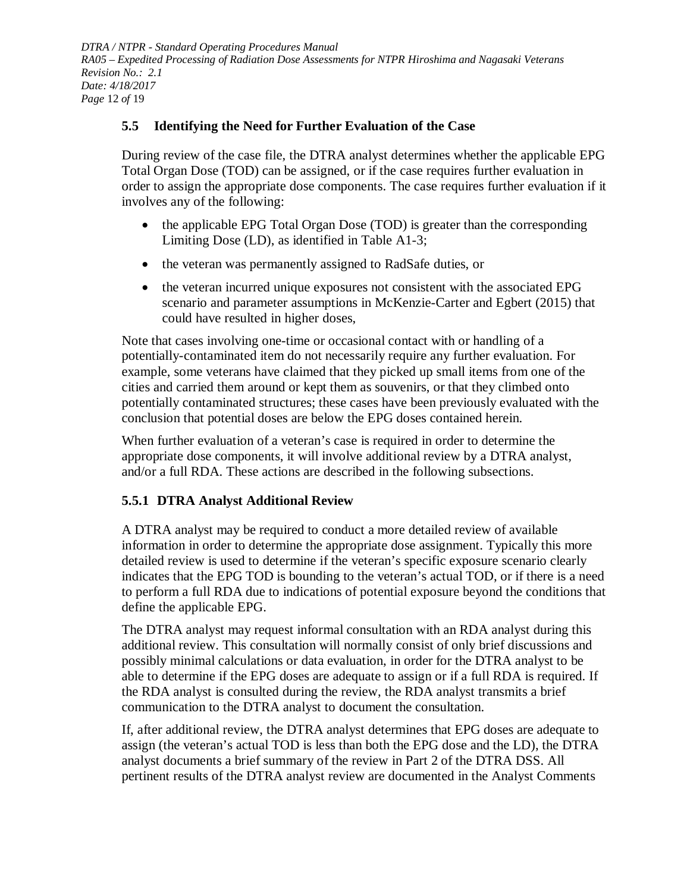### 5.5 Identifying the Need for Further Evaluation of the Case

During review of the case file, the DTRA analyst determines whether the applicable EPG Total Organ Dose (TOD) can be assigned, or if the case requires further evaluation in order to assign the appropriate dose components. The case requires further evaluation if it involves any of the following:

- the applicable EPG Total Organ Dose (TOD) is greater than the corresponding Limiting Dose (LD), as identified in Table A1-3;
- the veteran was permanently assigned to RadSafe duties, or
- the veteran incurred unique exposures not consistent with the associated EPG scenario and parameter assumptions in McKenzie-Carter and Egbert (2015) that could have resulted in higher doses,

Note that cases involving one-time or occasional contact with or handling of a potentially-contaminated item do not necessarily require any further evaluation. For example, some veterans have claimed that they picked up small items from one of the cities and carried them around or kept them as souvenirs, or that they climbed onto potentially contaminated structures; these cases have been previously evaluated with the conclusion that potential doses are below the EPG doses contained herein.

When further evaluation of a veteran's case is required in order to determine the appropriate dose components, it will involve additional review by a DTRA analyst, and/or a full RDA. These actions are described in the following subsections.

#### 5.5.1 DTRA Analyst Additional Review

A DTRA analyst may be required to conduct a more detailed review of available information in order to determine the appropriate dose assignment. Typically this more detailed review is used to determine if the veteran's specific exposure scenario clearly indicates that the EPG TOD is bounding to the veteran's actual TOD, or if there is a need to perform a full RDA due to indications of potential exposure beyond the conditions that define the applicable EPG.

The DTRA analyst may request informal consultation with an RDA analyst during this additional review. This consultation will normally consist of only brief discussions and possibly minimal calculations or data evaluation, in order for the DTRA analyst to be able to determine if the EPG doses are adequate to assign or if a full RDA is required. If the RDA analyst is consulted during the review, the RDA analyst transmits a brief communication to the DTRA analyst to document the consultation.

If, after additional review, the DTRA analyst determines that EPG doses are adequate to assign (the veteran's actual TOD is less than both the EPG dose and the LD), the DTRA analyst documents a brief summary of the review in Part 2 of the DTRA DSS. All pertinent results of the DTRA analyst review are documented in the Analyst Comments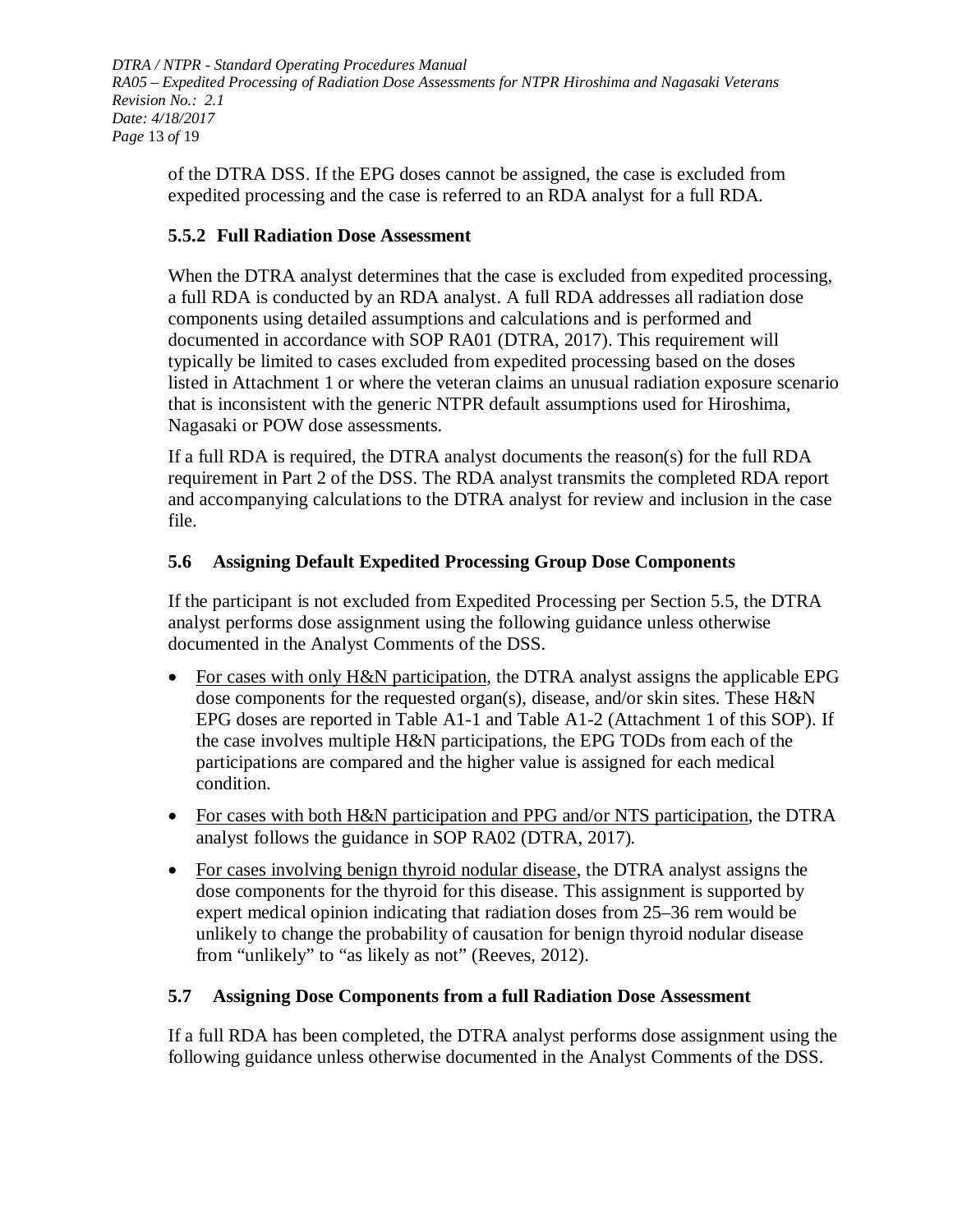of the DTRA DSS. If the EPG doses cannot be assigned, the case is excluded from expedited processing and the case is referred to an RDA analyst for a full RDA.

### 5.5.2 Full Radiation Dose Assessment

When the DTRA analyst determines that the case is excluded from expedited processing, a full RDA is conducted by an RDA analyst. A full RDA addresses all radiation dose components using detailed assumptions and calculations and is performed and documented in accordance with SOP RA01 (DTRA, 2017). This requirement will typically be limited to cases excluded from expedited processing based on the doses listed in Attachment 1 or where the veteran claims an unusual radiation exposure scenario that is inconsistent with the generic NTPR default assumptions used for Hiroshima, Nagasaki or POW dose assessments.

If a full RDA is required, the DTRA analyst documents the reason(s) for the full RDA requirement in Part 2 of the DSS. The RDA analyst transmits the completed RDA report and accompanying calculations to the DTRA analyst for review and inclusion in the case file.

## 5.6 Assigning Default Expedited Processing Group Dose Components

If the participant is not excluded from Expedited Processing per Section 5.5, the DTRA analyst performs dose assignment using the following guidance unless otherwise documented in the Analyst Comments of the DSS.

- For cases with only H&N participation, the DTRA analyst assigns the applicable EPG dose components for the requested organ(s), disease, and/or skin sites. These H&N EPG doses are reported in Table A1-1 and Table A1-2 (Attachment 1 of this SOP). If the case involves multiple H&N participations, the EPG TODs from each of the participations are compared and the higher value is assigned for each medical condition.
- For cases with both H&N participation and PPG and/or NTS participation, the DTRA analyst follows the guidance in SOP RA02 (DTRA, 2017).
- For cases involving benign thyroid nodular disease, the DTRA analyst assigns the dose components for the thyroid for this disease. This assignment is supported by expert medical opinion indicating that radiation doses from 25–36 rem would be unlikely to change the probability of causation for benign thyroid nodular disease from "unlikely" to "as likely as not" (Reeves, 2012).

## 5.7 Assigning Dose Components from a full Radiation Dose Assessment

If a full RDA has been completed, the DTRA analyst performs dose assignment using the following guidance unless otherwise documented in the Analyst Comments of the DSS.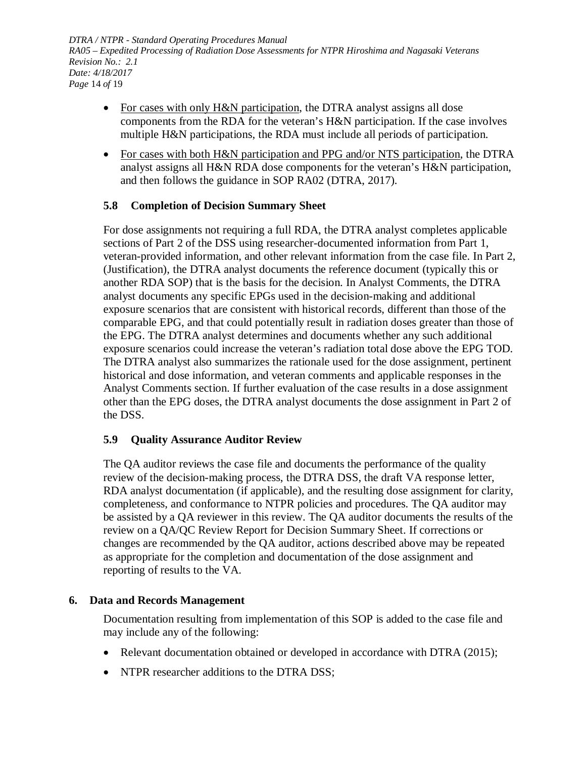- For cases with only H&N participation, the DTRA analyst assigns all dose components from the RDA for the veteran's H&N participation. If the case involves multiple H&N participations, the RDA must include all periods of participation.
- For cases with both H&N participation and PPG and/or NTS participation, the DTRA analyst assigns all H&N RDA dose components for the veteran's H&N participation, and then follows the guidance in SOP RA02 (DTRA, 2017).

### 5.8 Completion of Decision Summary Sheet

For dose assignments not requiring a full RDA, the DTRA analyst completes applicable sections of Part 2 of the DSS using researcher-documented information from Part 1, veteran-provided information, and other relevant information from the case file. In Part 2, (Justification), the DTRA analyst documents the reference document (typically this or another RDA SOP) that is the basis for the decision. In Analyst Comments, the DTRA analyst documents any specific EPGs used in the decision-making and additional exposure scenarios that are consistent with historical records, different than those of the comparable EPG, and that could potentially result in radiation doses greater than those of the EPG. The DTRA analyst determines and documents whether any such additional exposure scenarios could increase the veteran's radiation total dose above the EPG TOD. The DTRA analyst also summarizes the rationale used for the dose assignment, pertinent historical and dose information, and veteran comments and applicable responses in the Analyst Comments section. If further evaluation of the case results in a dose assignment other than the EPG doses, the DTRA analyst documents the dose assignment in Part 2 of the DSS.

### 5.9 Quality Assurance Auditor Review

The QA auditor reviews the case file and documents the performance of the quality review of the decision-making process, the DTRA DSS, the draft VA response letter, RDA analyst documentation (if applicable), and the resulting dose assignment for clarity, completeness, and conformance to NTPR policies and procedures. The QA auditor may be assisted by a QA reviewer in this review. The QA auditor documents the results of the review on a QA/QC Review Report for Decision Summary Sheet. If corrections or changes are recommended by the QA auditor, actions described above may be repeated as appropriate for the completion and documentation of the dose assignment and reporting of results to the VA.

## 6. Data and Records Management

Documentation resulting from implementation of this SOP is added to the case file and may include any of the following:

- Relevant documentation obtained or developed in accordance with DTRA (2015);
- NTPR researcher additions to the DTRA DSS;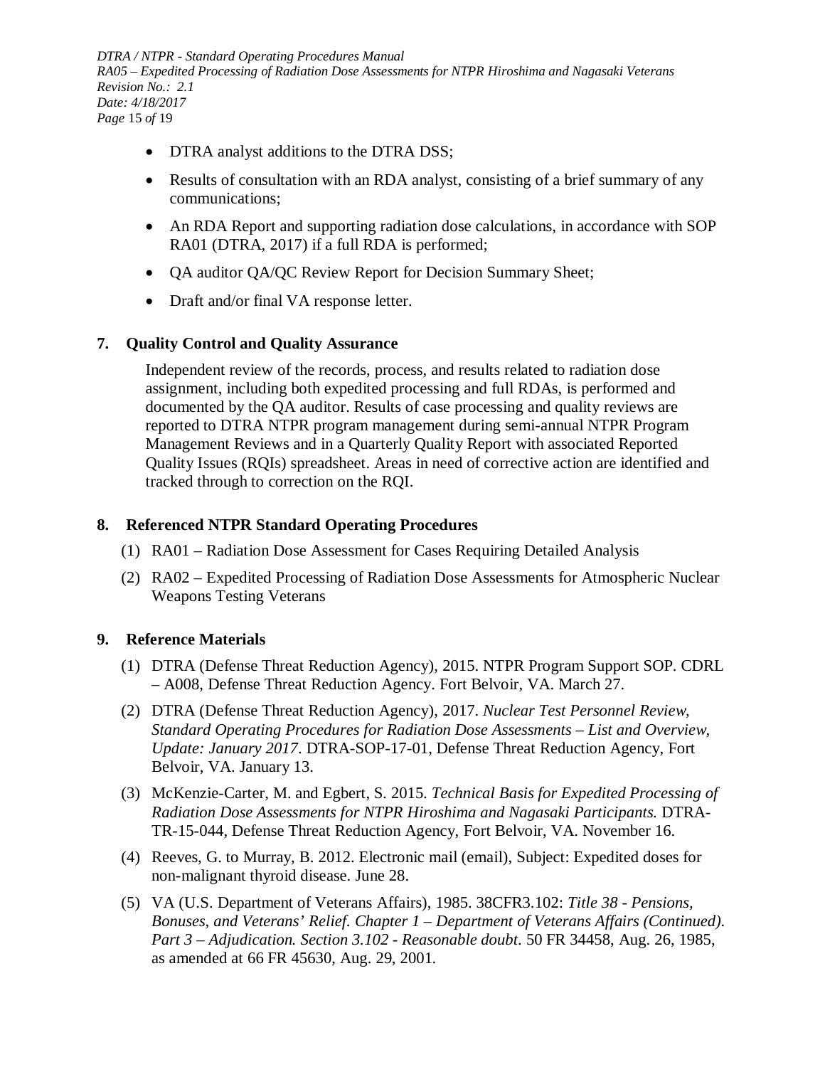- DTRA analyst additions to the DTRA DSS;
- Results of consultation with an RDA analyst, consisting of a brief summary of any communications;
- An RDA Report and supporting radiation dose calculations, in accordance with SOP RA01 (DTRA, 2017) if a full RDA is performed;
- QA auditor QA/QC Review Report for Decision Summary Sheet;
- Draft and/or final VA response letter.

## 7. Quality Control and Quality Assurance

Independent review of the records, process, and results related to radiation dose assignment, including both expedited processing and full RDAs, is performed and documented by the QA auditor. Results of case processing and quality reviews are reported to DTRA NTPR program management during semi-annual NTPR Program Management Reviews and in a Quarterly Quality Report with associated Reported Quality Issues (RQIs) spreadsheet. Areas in need of corrective action are identified and tracked through to correction on the RQI.

## 8. Referenced NTPR Standard Operating Procedures

(1) RA01 – Radiation Dose Assessment for Cases Requiring Detailed Analysis

(2) RA02 – Expedited Processing of Radiation Dose Assessments for Atmospheric Nuclear Weapons Testing Veterans

## 9. Reference Materials

(1) DTRA (Defense Threat Reduction Agency), 2015. NTPR Program Support SOP. CDRL – A008, Defense Threat Reduction Agency. Fort Belvoir, VA. March 27.

(2) DTRA (Defense Threat Reduction Agency), 2017. *Nuclear Test Personnel Review, Standard Operating Procedures for Radiation Dose Assessments – List and Overview, Update: January 2017*. DTRA-SOP-17-01, Defense Threat Reduction Agency, Fort Belvoir, VA. January 13.

(3) McKenzie-Carter, M. and Egbert, S. 2015. *Technical Basis for Expedited Processing of Radiation Dose Assessments for NTPR Hiroshima and Nagasaki Participants.* DTRA-TR-15-044, Defense Threat Reduction Agency, Fort Belvoir, VA. November 16.

(4) Reeves, G. to Murray, B. 2012. Electronic mail (email), Subject: Expedited doses for non-malignant thyroid disease. June 28.

(5) VA (U.S. Department of Veterans Affairs), 1985. 38CFR3.102: *Title 38 - Pensions, Bonuses, and Veterans' Relief. Chapter 1 – Department of Veterans Affairs (Continued). Part 3 – Adjudication. Section 3.102 - Reasonable doubt*. 50 FR 34458, Aug. 26, 1985, as amended at 66 FR 45630, Aug. 29, 2001.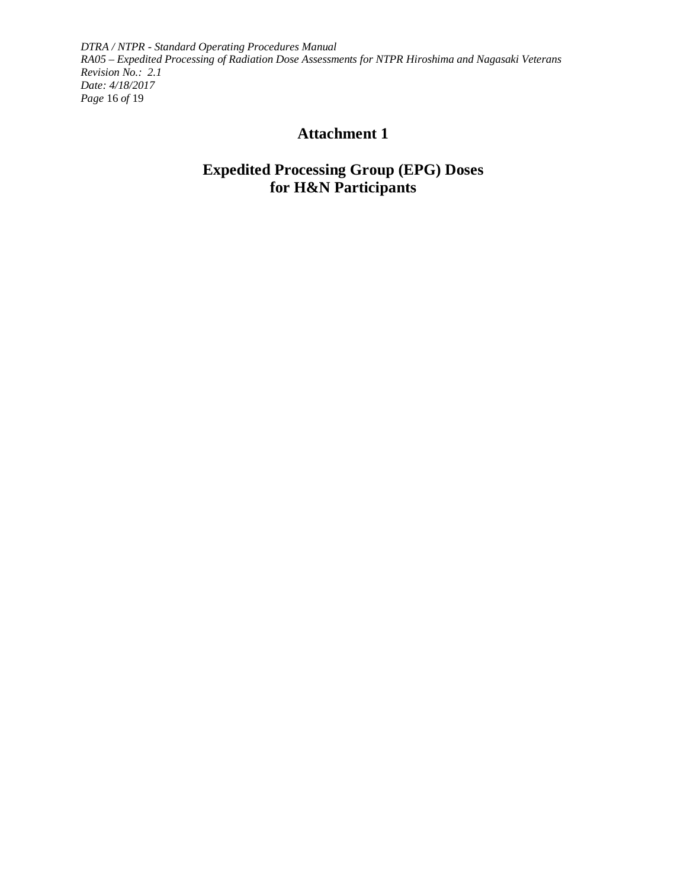# Attachment 1

## Expedited Processing Group (EPG) Doses for H&N Participants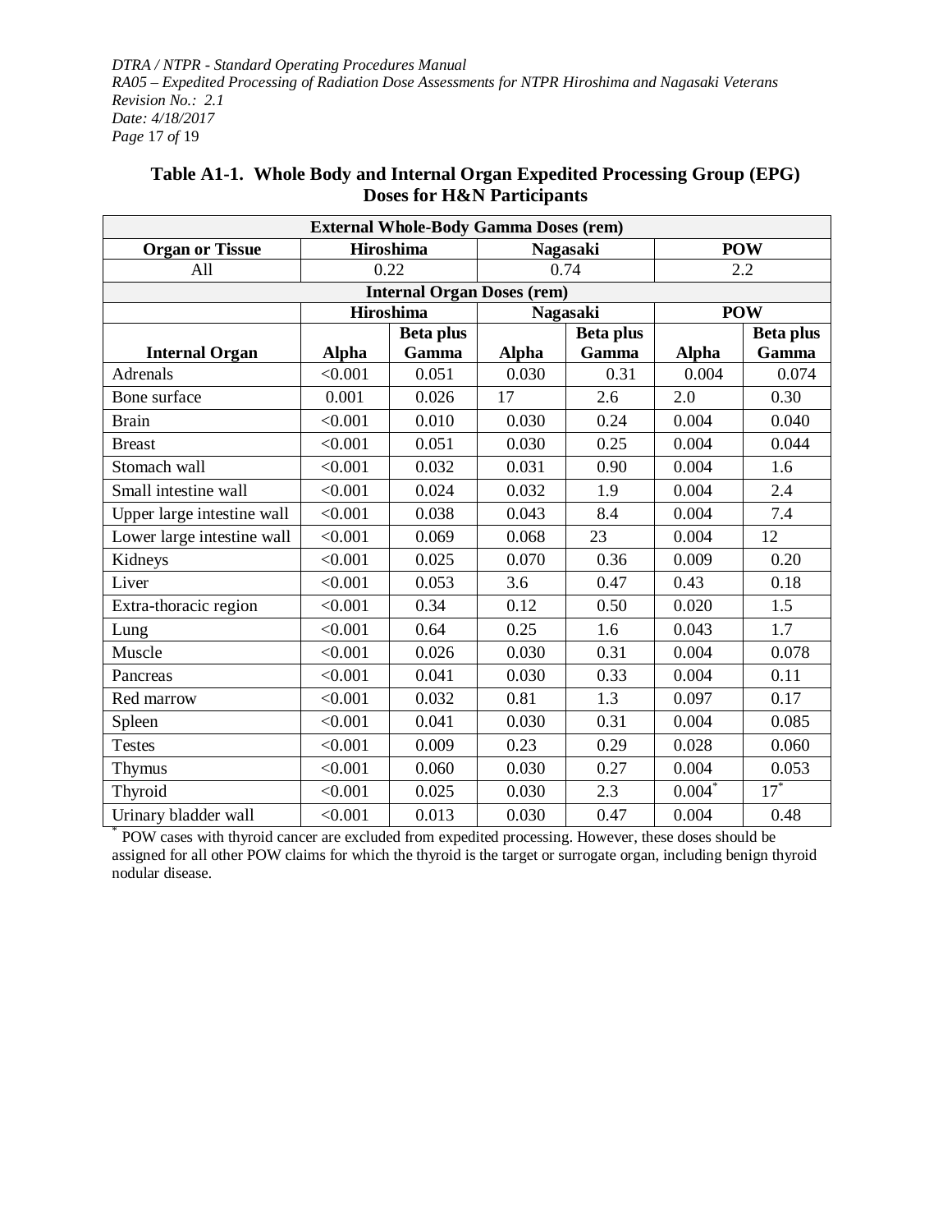**Table A1-1. Whole Body and Internal Organ Expedited Processing Group (EPG) Doses for H&N Participants**

| External Whole-Body Gamma Doses (rem) | | | | | | |
|---|---|---|---|---|---|---|
| **Organ or Tissue** | **Hiroshima** | | **Nagasaki** | | **POW** | |
| All | 0.22 | | 0.74 | | 2.2 | |
| **Internal Organ Doses (rem)** | | | | | | |
| | **Hiroshima** | | **Nagasaki** | | **POW** | |
| **Internal Organ** | **Alpha** | **Beta plus Gamma** | **Alpha** | **Beta plus Gamma** | **Alpha** | **Beta plus Gamma** |
| Adrenals | <0.001 | 0.051 | 0.030 | 0.31 | 0.004 | 0.074 |
| Bone surface | 0.001 | 0.026 | 17 | 2.6 | 2.0 | 0.30 |
| Brain | <0.001 | 0.010 | 0.030 | 0.24 | 0.004 | 0.040 |
| Breast | <0.001 | 0.051 | 0.030 | 0.25 | 0.004 | 0.044 |
| Stomach wall | <0.001 | 0.032 | 0.031 | 0.90 | 0.004 | 1.6 |
| Small intestine wall | <0.001 | 0.024 | 0.032 | 1.9 | 0.004 | 2.4 |
| Upper large intestine wall | <0.001 | 0.038 | 0.043 | 8.4 | 0.004 | 7.4 |
| Lower large intestine wall | <0.001 | 0.069 | 0.068 | 23 | 0.004 | 12 |
| Kidneys | <0.001 | 0.025 | 0.070 | 0.36 | 0.009 | 0.20 |
| Liver | <0.001 | 0.053 | 3.6 | 0.47 | 0.43 | 0.18 |
| Extra-thoracic region | <0.001 | 0.34 | 0.12 | 0.50 | 0.020 | 1.5 |
| Lung | <0.001 | 0.64 | 0.25 | 1.6 | 0.043 | 1.7 |
| Muscle | <0.001 | 0.026 | 0.030 | 0.31 | 0.004 | 0.078 |
| Pancreas | <0.001 | 0.041 | 0.030 | 0.33 | 0.004 | 0.11 |
| Red marrow | <0.001 | 0.032 | 0.81 | 1.3 | 0.097 | 0.17 |
| Spleen | <0.001 | 0.041 | 0.030 | 0.31 | 0.004 | 0.085 |
| Testes | <0.001 | 0.009 | 0.23 | 0.29 | 0.028 | 0.060 |
| Thymus | <0.001 | 0.060 | 0.030 | 0.27 | 0.004 | 0.053 |
| Thyroid | <0.001 | 0.025 | 0.030 | 2.3 | 0.004* | 17* |
| Urinary bladder wall | <0.001 | 0.013 | 0.030 | 0.47 | 0.004 | 0.48 |

* POW cases with thyroid cancer are excluded from expedited processing. However, these doses should be assigned for all other POW claims for which the thyroid is the target or surrogate organ, including benign thyroid nodular disease.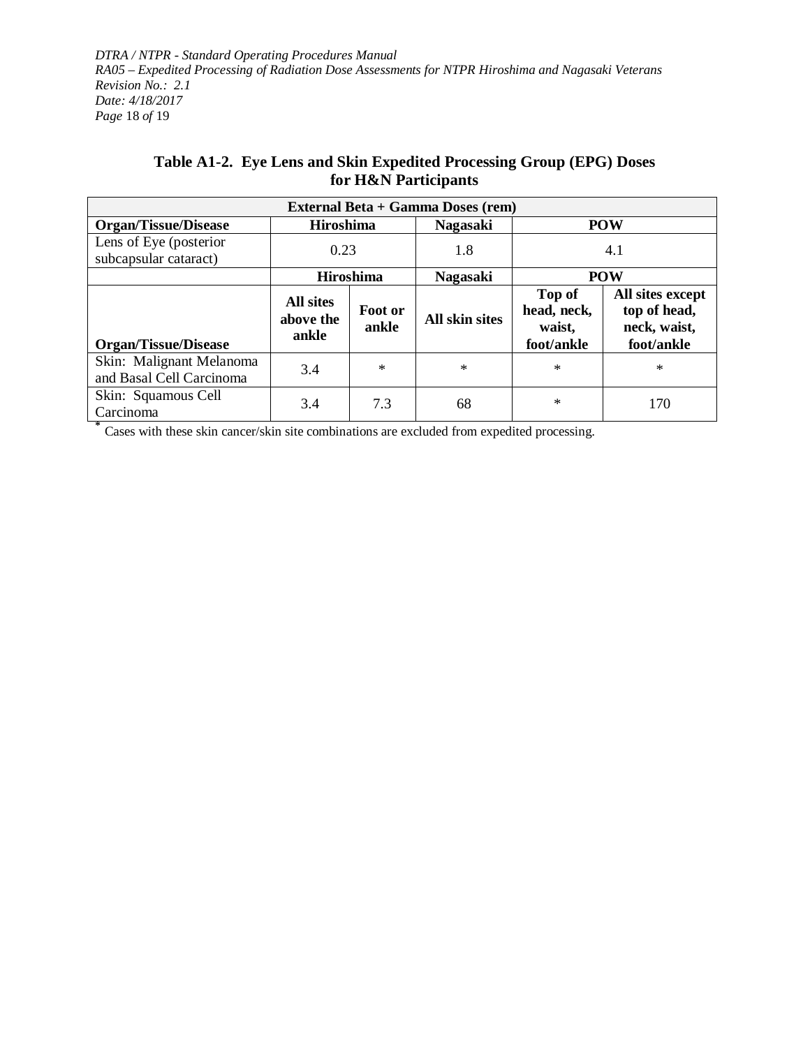**Table A1-2. Eye Lens and Skin Expedited Processing Group (EPG) Doses for H&N Participants**

| External Beta + Gamma Doses (rem) | | | | | |
|---|---|---|---|---|---|
| **Organ/Tissue/Disease** | **Hiroshima** | | **Nagasaki** | **POW** | |
| Lens of Eye (posterior subcapsular cataract) | 0.23 | | 1.8 | 4.1 | |
| | **Hiroshima** | | **Nagasaki** | **POW** | |
| **Organ/Tissue/Disease** | **All sites above the ankle** | **Foot or ankle** | **All skin sites** | **Top of head, neck, waist, foot/ankle** | **All sites except top of head, neck, waist, foot/ankle** |
| Skin: Malignant Melanoma and Basal Cell Carcinoma | 3.4 | * | * | * | * |
| Skin: Squamous Cell Carcinoma | 3.4 | 7.3 | 68 | * | 170 |

* Cases with these skin cancer/skin site combinations are excluded from expedited processing.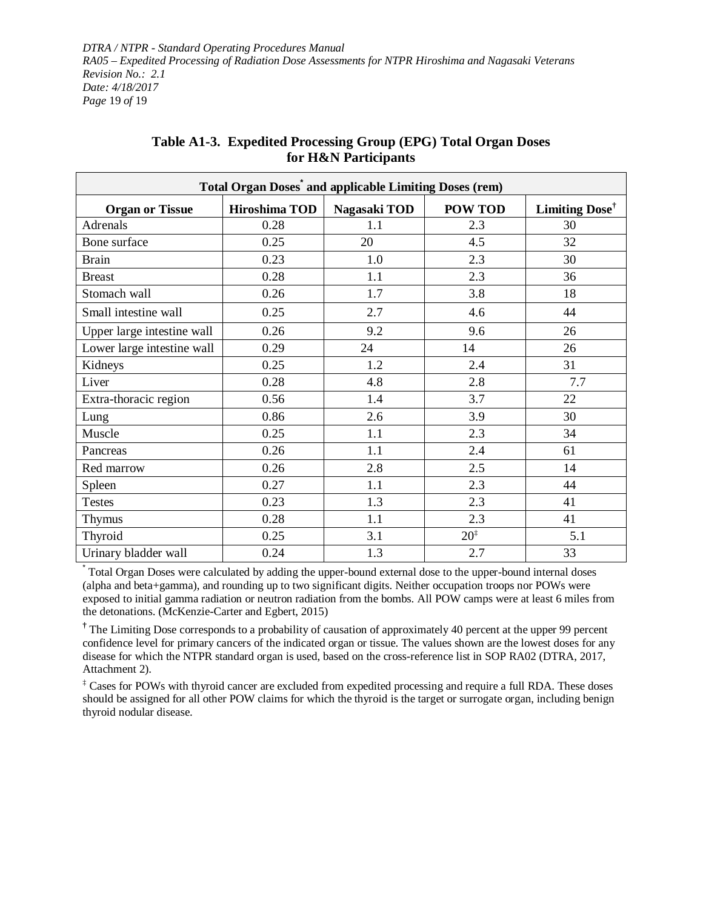**Table A1-3. Expedited Processing Group (EPG) Total Organ Doses for H&N Participants**

| Total Organ Doses[*] and applicable Limiting Doses (rem) | | | | |
|---|---|---|---|---|
| **Organ or Tissue** | **Hiroshima TOD** | **Nagasaki TOD** | **POW TOD** | **Limiting Dose[†]** |
| Adrenals | 0.28 | 1.1 | 2.3 | 30 |
| Bone surface | 0.25 | 20 | 4.5 | 32 |
| Brain | 0.23 | 1.0 | 2.3 | 30 |
| Breast | 0.28 | 1.1 | 2.3 | 36 |
| Stomach wall | 0.26 | 1.7 | 3.8 | 18 |
| Small intestine wall | 0.25 | 2.7 | 4.6 | 44 |
| Upper large intestine wall | 0.26 | 9.2 | 9.6 | 26 |
| Lower large intestine wall | 0.29 | 24 | 14 | 26 |
| Kidneys | 0.25 | 1.2 | 2.4 | 31 |
| Liver | 0.28 | 4.8 | 2.8 | 7.7 |
| Extra-thoracic region | 0.56 | 1.4 | 3.7 | 22 |
| Lung | 0.86 | 2.6 | 3.9 | 30 |
| Muscle | 0.25 | 1.1 | 2.3 | 34 |
| Pancreas | 0.26 | 1.1 | 2.4 | 61 |
| Red marrow | 0.26 | 2.8 | 2.5 | 14 |
| Spleen | 0.27 | 1.1 | 2.3 | 44 |
| Testes | 0.23 | 1.3 | 2.3 | 41 |
| Thymus | 0.28 | 1.1 | 2.3 | 41 |
| Thyroid | 0.25 | 3.1 | 20[‡] | 5.1 |
| Urinary bladder wall | 0.24 | 1.3 | 2.7 | 33 |

[*] Total Organ Doses were calculated by adding the upper-bound external dose to the upper-bound internal doses (alpha and beta+gamma), and rounding up to two significant digits. Neither occupation troops nor POWs were exposed to initial gamma radiation or neutron radiation from the bombs. All POW camps were at least 6 miles from the detonations. (McKenzie-Carter and Egbert, 2015)

[†] The Limiting Dose corresponds to a probability of causation of approximately 40 percent at the upper 99 percent confidence level for primary cancers of the indicated organ or tissue. The values shown are the lowest doses for any disease for which the NTPR standard organ is used, based on the cross-reference list in SOP RA02 (DTRA, 2017, Attachment 2).

[‡] Cases for POWs with thyroid cancer are excluded from expedited processing and require a full RDA. These doses should be assigned for all other POW claims for which the thyroid is the target or surrogate organ, including benign thyroid nodular disease.